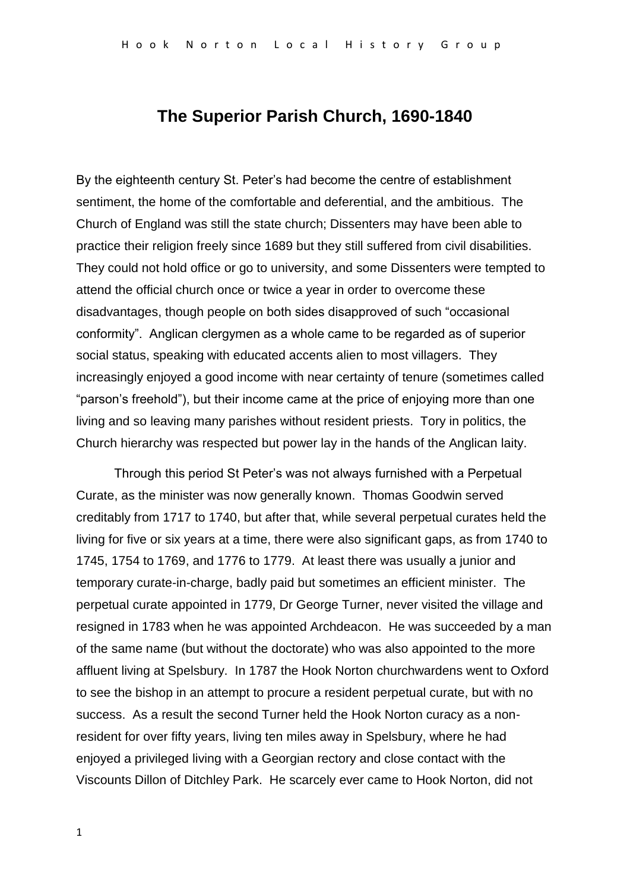# The Superior Parish Church, 1690-1840

By the eighteenth century St. Peter's had become the centre of establishment sentiment, the home of the comfortable and deferential, and the ambitious. The Church of England was still the state church; Dissenters may have been able to practice their religion freely since 1689 but they still suffered from civil disabilities. They could not hold office or go to university, and some Dissenters were tempted to attend the official church once or twice a year in order to overcome these disadvantages, though people on both sides disapproved of such "occasional conformity". Anglican clergymen as a whole came to be regarded as of superior social status, speaking with educated accents alien to most villagers. They increasingly enjoyed a good income with near certainty of tenure (sometimes called "parson's freehold"), but their income came at the price of enjoying more than one living and so leaving many parishes without resident priests. Tory in politics, the Church hierarchy was respected but power lay in the hands of the Anglican laity.

Through this period St Peter's was not always furnished with a Perpetual Curate, as the minister was now generally known. Thomas Goodwin served creditably from 1717 to 1740, but after that, while several perpetual curates held the living for five or six years at a time, there were also significant gaps, as from 1740 to 1745, 1754 to 1769, and 1776 to 1779. At least there was usually a junior and temporary curate-in-charge, badly paid but sometimes an efficient minister. The perpetual curate appointed in 1779, Dr George Turner, never visited the village and resigned in 1783 when he was appointed Archdeacon. He was succeeded by a man of the same name (but without the doctorate) who was also appointed to the more affluent living at Spelsbury. In 1787 the Hook Norton churchwardens went to Oxford to see the bishop in an attempt to procure a resident perpetual curate, but with no success. As a result the second Turner held the Hook Norton curacy as a non-resident for over fifty years, living ten miles away in Spelsbury, where he had enjoyed a privileged living with a Georgian rectory and close contact with the Viscounts Dillon of Ditchley Park. He scarcely ever came to Hook Norton, did not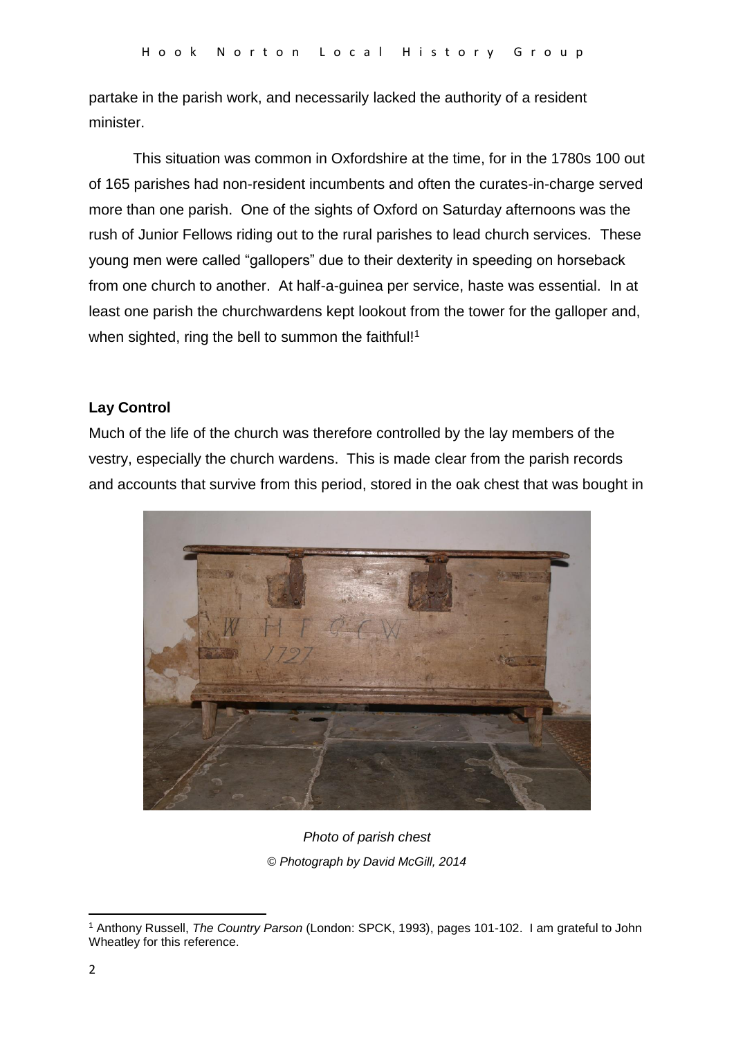partake in the parish work, and necessarily lacked the authority of a resident minister.

This situation was common in Oxfordshire at the time, for in the 1780s 100 out of 165 parishes had non-resident incumbents and often the curates-in-charge served more than one parish. One of the sights of Oxford on Saturday afternoons was the rush of Junior Fellows riding out to the rural parishes to lead church services. These young men were called "gallopers" due to their dexterity in speeding on horseback from one church to another. At half-a-guinea per service, haste was essential. In at least one parish the churchwardens kept lookout from the tower for the galloper and, when sighted, ring the bell to summon the faithful![1]

**Lay Control**

Much of the life of the church was therefore controlled by the lay members of the vestry, especially the church wardens. This is made clear from the parish records and accounts that survive from this period, stored in the oak chest that was bought in

*Photo of parish chest*

*© Photograph by David McGill, 2014*

[1] Anthony Russell, *The Country Parson* (London: SPCK, 1993), pages 101-102. I am grateful to John Wheatley for this reference.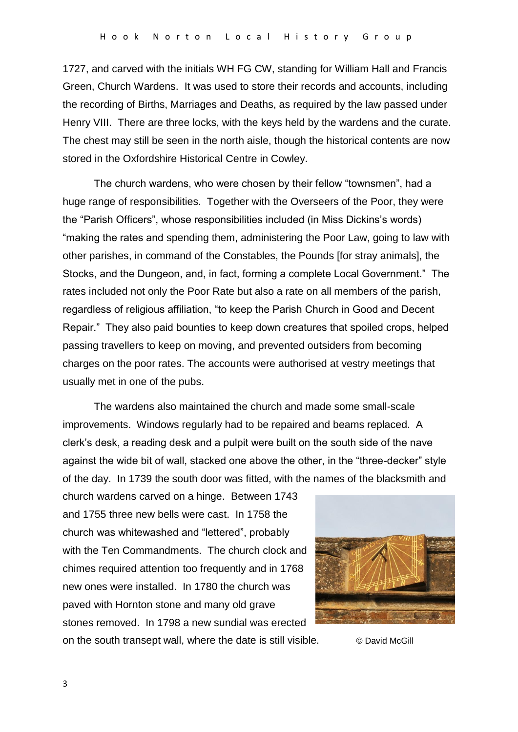1727, and carved with the initials WH FG CW, standing for William Hall and Francis Green, Church Wardens. It was used to store their records and accounts, including the recording of Births, Marriages and Deaths, as required by the law passed under Henry VIII. There are three locks, with the keys held by the wardens and the curate. The chest may still be seen in the north aisle, though the historical contents are now stored in the Oxfordshire Historical Centre in Cowley.

The church wardens, who were chosen by their fellow "townsmen", had a huge range of responsibilities. Together with the Overseers of the Poor, they were the "Parish Officers", whose responsibilities included (in Miss Dickins's words) "making the rates and spending them, administering the Poor Law, going to law with other parishes, in command of the Constables, the Pounds [for stray animals], the Stocks, and the Dungeon, and, in fact, forming a complete Local Government." The rates included not only the Poor Rate but also a rate on all members of the parish, regardless of religious affiliation, "to keep the Parish Church in Good and Decent Repair." They also paid bounties to keep down creatures that spoiled crops, helped passing travellers to keep on moving, and prevented outsiders from becoming charges on the poor rates. The accounts were authorised at vestry meetings that usually met in one of the pubs.

The wardens also maintained the church and made some small-scale improvements. Windows regularly had to be repaired and beams replaced. A clerk's desk, a reading desk and a pulpit were built on the south side of the nave against the wide bit of wall, stacked one above the other, in the "three-decker" style of the day. In 1739 the south door was fitted, with the names of the blacksmith and church wardens carved on a hinge. Between 1743 and 1755 three new bells were cast. In 1758 the church was whitewashed and "lettered", probably with the Ten Commandments. The church clock and chimes required attention too frequently and in 1768 new ones were installed. In 1780 the church was paved with Hornton stone and many old grave stones removed. In 1798 a new sundial was erected on the south transept wall, where the date is still visible.

© David McGill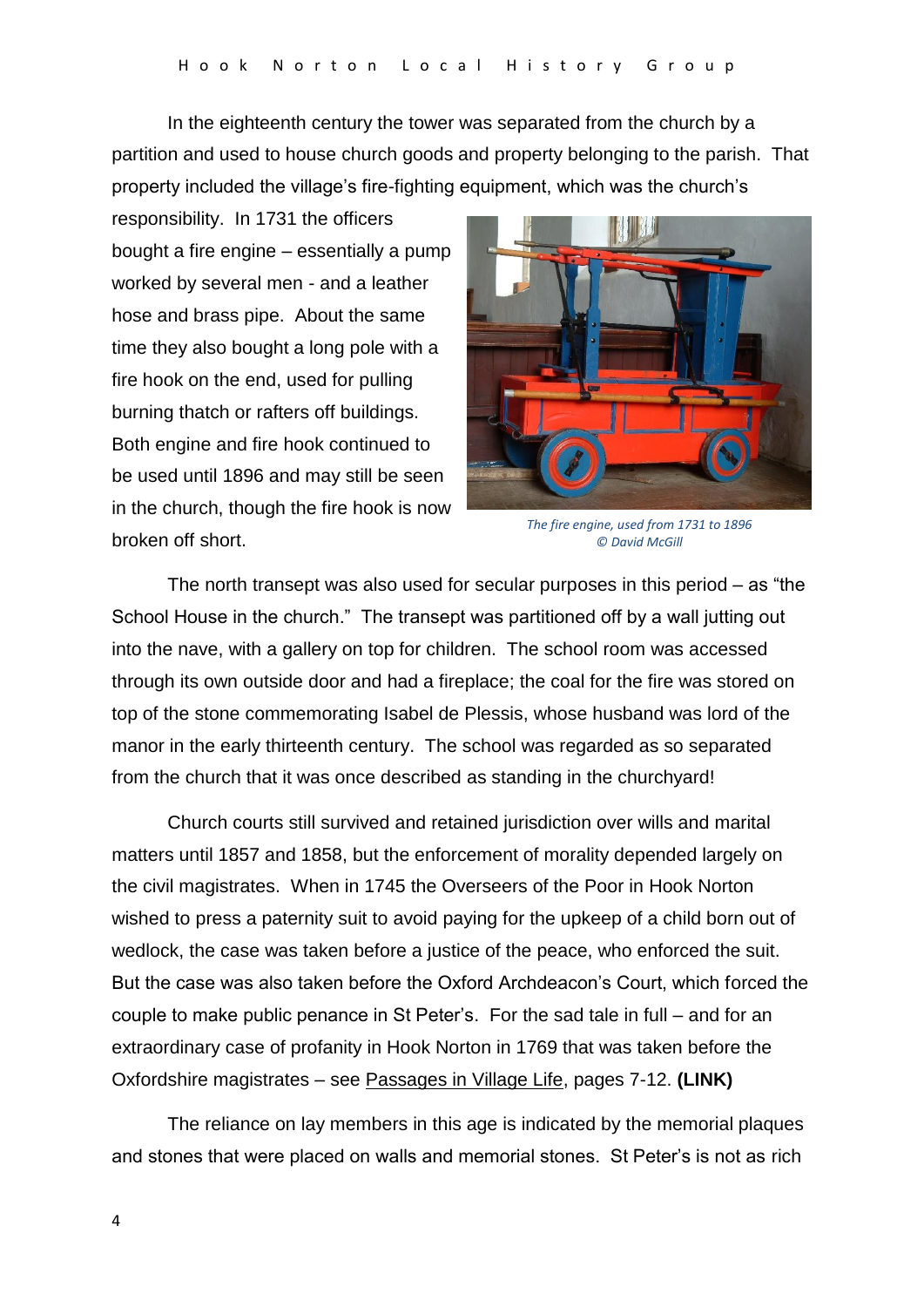In the eighteenth century the tower was separated from the church by a partition and used to house church goods and property belonging to the parish. That property included the village's fire-fighting equipment, which was the church's responsibility. In 1731 the officers bought a fire engine – essentially a pump worked by several men - and a leather hose and brass pipe. About the same time they also bought a long pole with a fire hook on the end, used for pulling burning thatch or rafters off buildings. Both engine and fire hook continued to be used until 1896 and may still be seen in the church, though the fire hook is now broken off short.

*The fire engine, used from 1731 to 1896*
*© David McGill*

The north transept was also used for secular purposes in this period – as "the School House in the church." The transept was partitioned off by a wall jutting out into the nave, with a gallery on top for children. The school room was accessed through its own outside door and had a fireplace; the coal for the fire was stored on top of the stone commemorating Isabel de Plessis, whose husband was lord of the manor in the early thirteenth century. The school was regarded as so separated from the church that it was once described as standing in the churchyard!

Church courts still survived and retained jurisdiction over wills and marital matters until 1857 and 1858, but the enforcement of morality depended largely on the civil magistrates. When in 1745 the Overseers of the Poor in Hook Norton wished to press a paternity suit to avoid paying for the upkeep of a child born out of wedlock, the case was taken before a justice of the peace, who enforced the suit. But the case was also taken before the Oxford Archdeacon's Court, which forced the couple to make public penance in St Peter's. For the sad tale in full – and for an extraordinary case of profanity in Hook Norton in 1769 that was taken before the Oxfordshire magistrates – see Passages in Village Life, pages 7-12. **(LINK)**

The reliance on lay members in this age is indicated by the memorial plaques and stones that were placed on walls and memorial stones. St Peter's is not as rich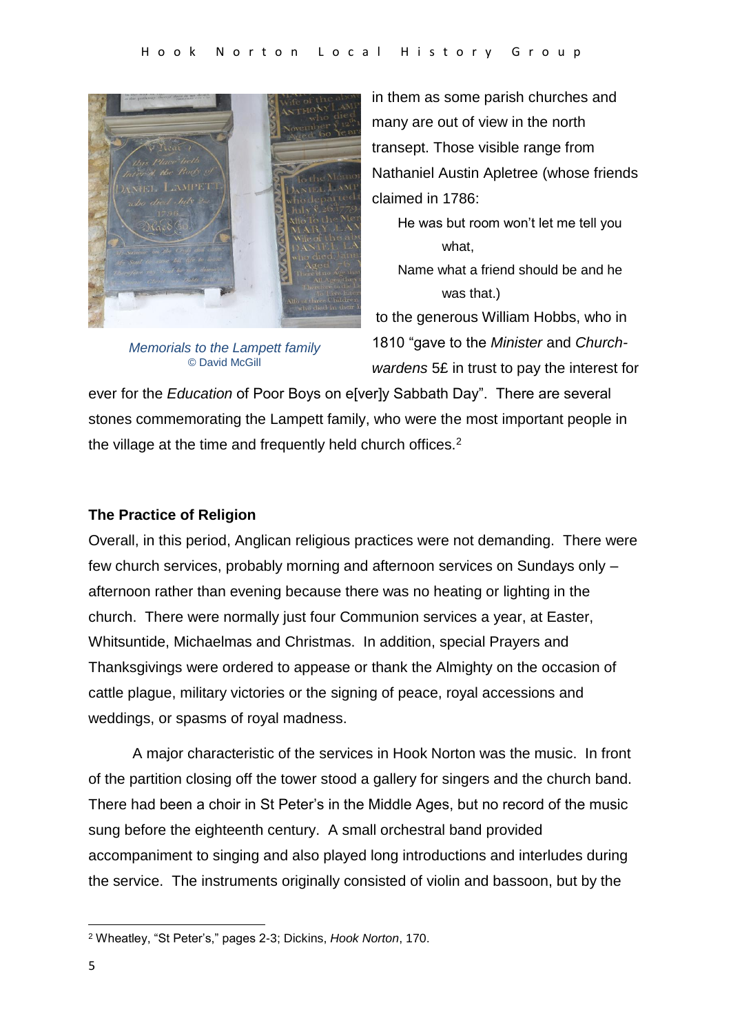in them as some parish churches and many are out of view in the north transept. Those visible range from Nathaniel Austin Apletree (whose friends claimed in 1786:

> He was but room won't let me tell you what,
> Name what a friend should be and he was that.)

to the generous William Hobbs, who in 1810 "gave to the *Minister* and *Church-wardens* 5£ in trust to pay the interest for ever for the *Education* of Poor Boys on e[ver]y Sabbath Day". There are several stones commemorating the Lampett family, who were the most important people in the village at the time and frequently held church offices.[2]

*Memorials to the Lampett family*
© David McGill

## The Practice of Religion

Overall, in this period, Anglican religious practices were not demanding. There were few church services, probably morning and afternoon services on Sundays only – afternoon rather than evening because there was no heating or lighting in the church. There were normally just four Communion services a year, at Easter, Whitsuntide, Michaelmas and Christmas. In addition, special Prayers and Thanksgivings were ordered to appease or thank the Almighty on the occasion of cattle plague, military victories or the signing of peace, royal accessions and weddings, or spasms of royal madness.

A major characteristic of the services in Hook Norton was the music. In front of the partition closing off the tower stood a gallery for singers and the church band. There had been a choir in St Peter's in the Middle Ages, but no record of the music sung before the eighteenth century. A small orchestral band provided accompaniment to singing and also played long introductions and interludes during the service. The instruments originally consisted of violin and bassoon, but by the

---

[2] Wheatley, "St Peter's," pages 2-3; Dickins, *Hook Norton*, 170.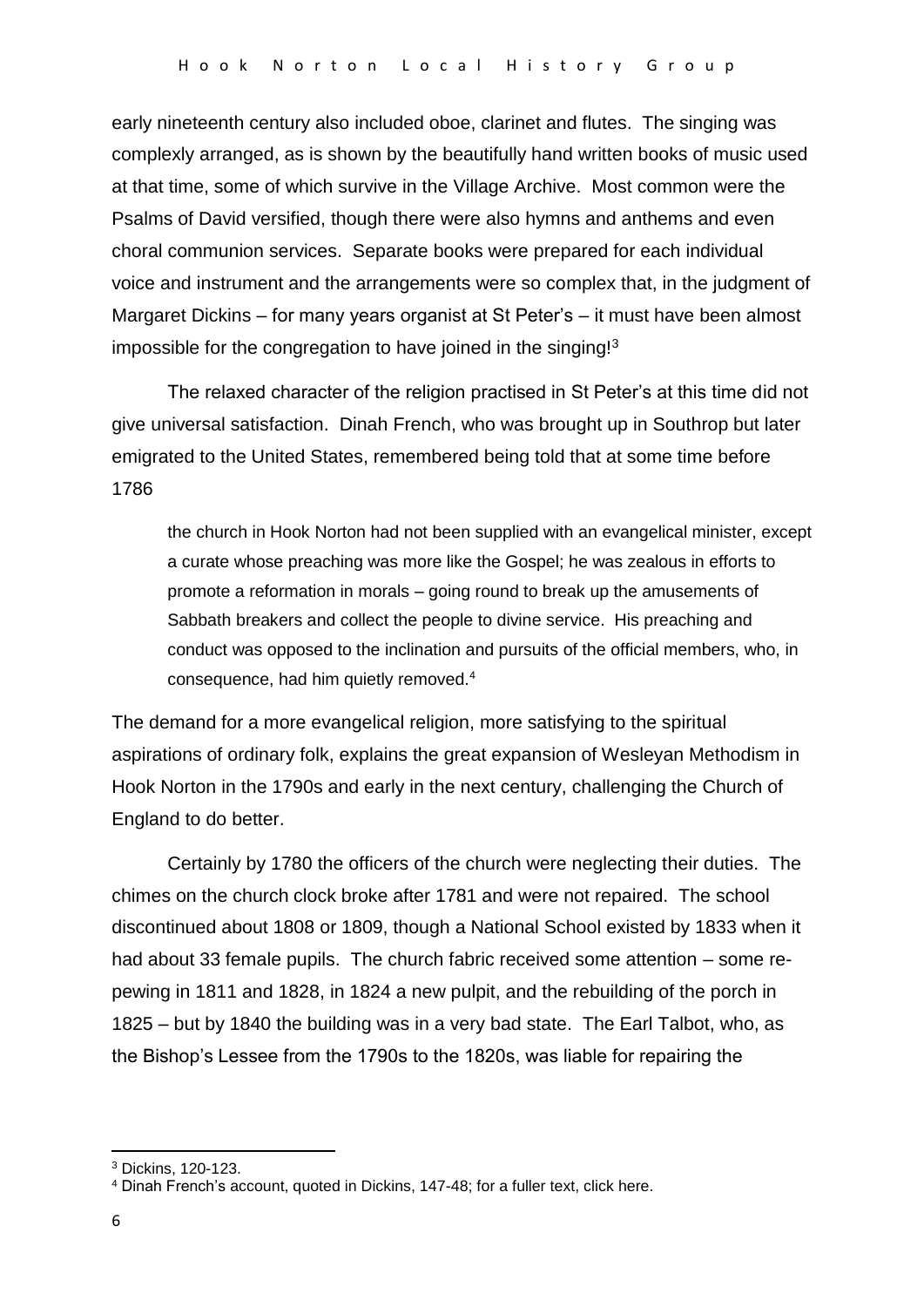early nineteenth century also included oboe, clarinet and flutes. The singing was complexly arranged, as is shown by the beautifully hand written books of music used at that time, some of which survive in the Village Archive. Most common were the Psalms of David versified, though there were also hymns and anthems and even choral communion services. Separate books were prepared for each individual voice and instrument and the arrangements were so complex that, in the judgment of Margaret Dickins – for many years organist at St Peter's – it must have been almost impossible for the congregation to have joined in the singing![3]

The relaxed character of the religion practised in St Peter's at this time did not give universal satisfaction. Dinah French, who was brought up in Southrop but later emigrated to the United States, remembered being told that at some time before 1786

> the church in Hook Norton had not been supplied with an evangelical minister, except a curate whose preaching was more like the Gospel; he was zealous in efforts to promote a reformation in morals – going round to break up the amusements of Sabbath breakers and collect the people to divine service. His preaching and conduct was opposed to the inclination and pursuits of the official members, who, in consequence, had him quietly removed.[4]

The demand for a more evangelical religion, more satisfying to the spiritual aspirations of ordinary folk, explains the great expansion of Wesleyan Methodism in Hook Norton in the 1790s and early in the next century, challenging the Church of England to do better.

Certainly by 1780 the officers of the church were neglecting their duties. The chimes on the church clock broke after 1781 and were not repaired. The school discontinued about 1808 or 1809, though a National School existed by 1833 when it had about 33 female pupils. The church fabric received some attention – some re-pewing in 1811 and 1828, in 1824 a new pulpit, and the rebuilding of the porch in 1825 – but by 1840 the building was in a very bad state. The Earl Talbot, who, as the Bishop's Lessee from the 1790s to the 1820s, was liable for repairing the

---

[3] Dickins, 120-123.

[4] Dinah French's account, quoted in Dickins, 147-48; for a fuller text, click here.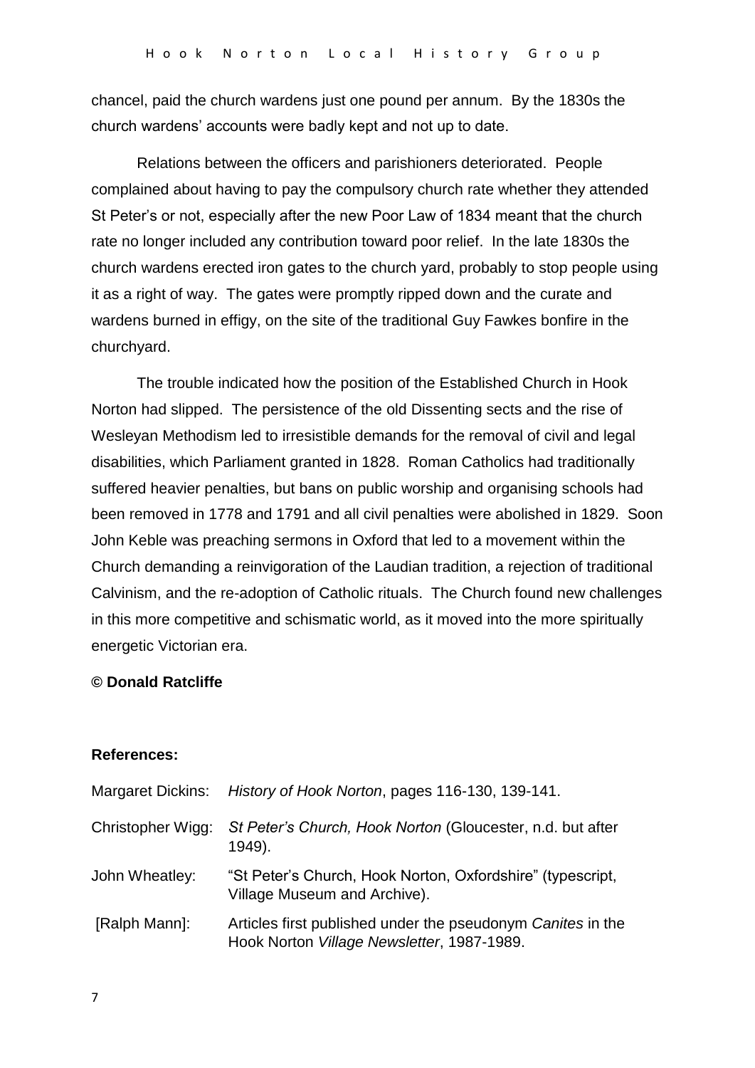chancel, paid the church wardens just one pound per annum. By the 1830s the church wardens' accounts were badly kept and not up to date.

Relations between the officers and parishioners deteriorated. People complained about having to pay the compulsory church rate whether they attended St Peter's or not, especially after the new Poor Law of 1834 meant that the church rate no longer included any contribution toward poor relief. In the late 1830s the church wardens erected iron gates to the church yard, probably to stop people using it as a right of way. The gates were promptly ripped down and the curate and wardens burned in effigy, on the site of the traditional Guy Fawkes bonfire in the churchyard.

The trouble indicated how the position of the Established Church in Hook Norton had slipped. The persistence of the old Dissenting sects and the rise of Wesleyan Methodism led to irresistible demands for the removal of civil and legal disabilities, which Parliament granted in 1828. Roman Catholics had traditionally suffered heavier penalties, but bans on public worship and organising schools had been removed in 1778 and 1791 and all civil penalties were abolished in 1829. Soon John Keble was preaching sermons in Oxford that led to a movement within the Church demanding a reinvigoration of the Laudian tradition, a rejection of traditional Calvinism, and the re-adoption of Catholic rituals. The Church found new challenges in this more competitive and schismatic world, as it moved into the more spiritually energetic Victorian era.

**© Donald Ratcliffe**

**References:**

| | |
|---|---|
| Margaret Dickins: | *History of Hook Norton*, pages 116-130, 139-141. |
| Christopher Wigg: | *St Peter's Church, Hook Norton* (Gloucester, n.d. but after 1949). |
| John Wheatley: | "St Peter's Church, Hook Norton, Oxfordshire" (typescript, Village Museum and Archive). |
| [Ralph Mann]: | Articles first published under the pseudonym *Canites* in the Hook Norton *Village Newsletter*, 1987-1989. |